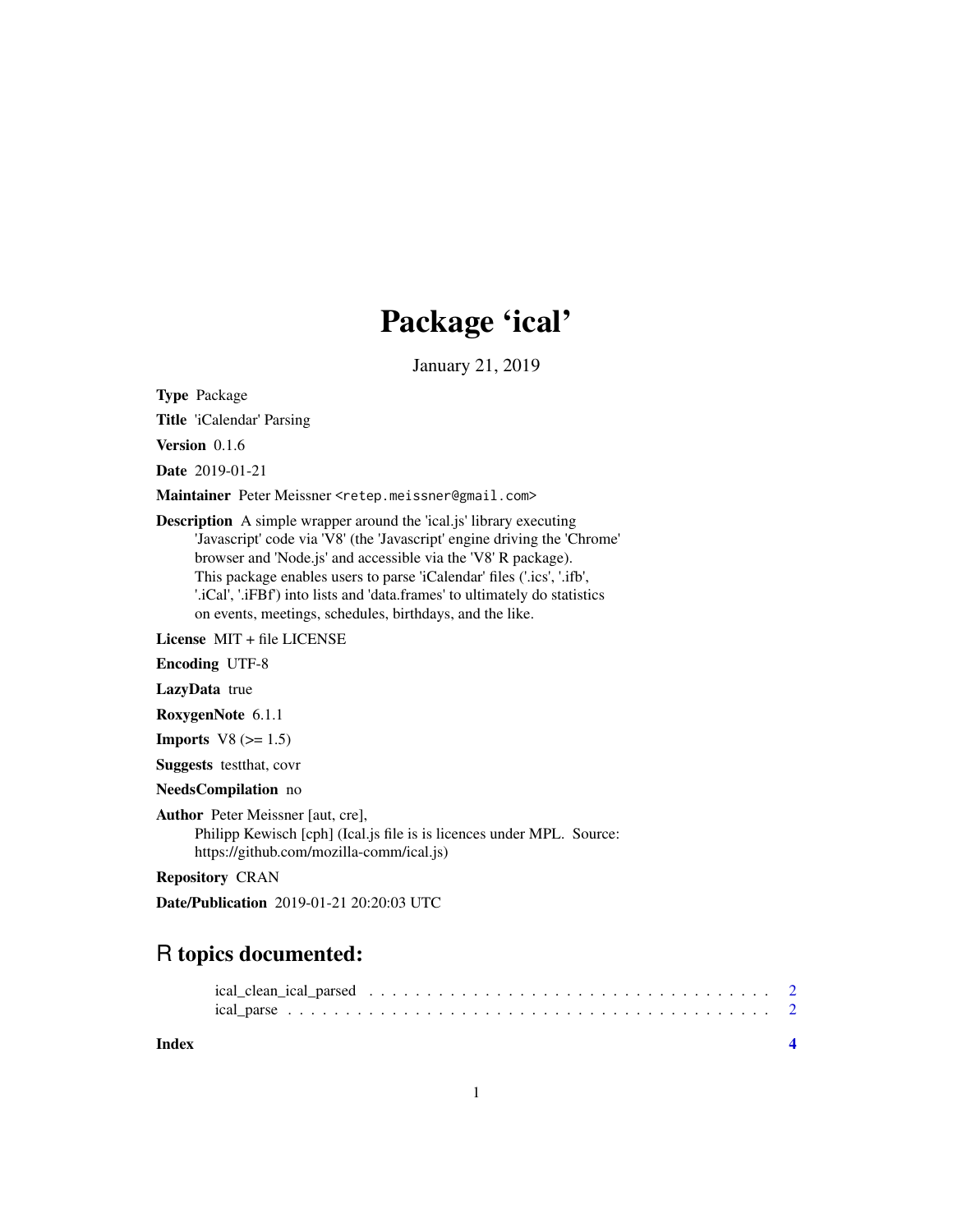# Package 'ical'

January 21, 2019

**Type** Package

**Title** 'iCalendar' Parsing

**Version** 0.1.6

**Date** 2019-01-21

**Maintainer** Peter Meissner <retep.meissner@gmail.com>

**Description** A simple wrapper around the 'ical.js' library executing 'Javascript' code via 'V8' (the 'Javascript' engine driving the 'Chrome' browser and 'Node.js' and accessible via the 'V8' R package). This package enables users to parse 'iCalendar' files ('.ics', '.ifb', '.iCal', '.iFBf') into lists and 'data.frames' to ultimately do statistics on events, meetings, schedules, birthdays, and the like.

**License** MIT + file LICENSE

**Encoding** UTF-8

**LazyData** true

**RoxygenNote** 6.1.1

**Imports** V8 (>= 1.5)

**Suggests** testthat, covr

**NeedsCompilation** no

**Author** Peter Meissner [aut, cre],
Philipp Kewisch [cph] (Ical.js file is is licences under MPL. Source: https://github.com/mozilla-comm/ical.js)

**Repository** CRAN

**Date/Publication** 2019-01-21 20:20:03 UTC

## R topics documented:

ical_clean_ical_parsed . . . . . . . . . . . . . . . . . . . . . . . . . . . . . . . . . . . 2
ical_parse . . . . . . . . . . . . . . . . . . . . . . . . . . . . . . . . . . . . . . . . . 2

**Index** **4**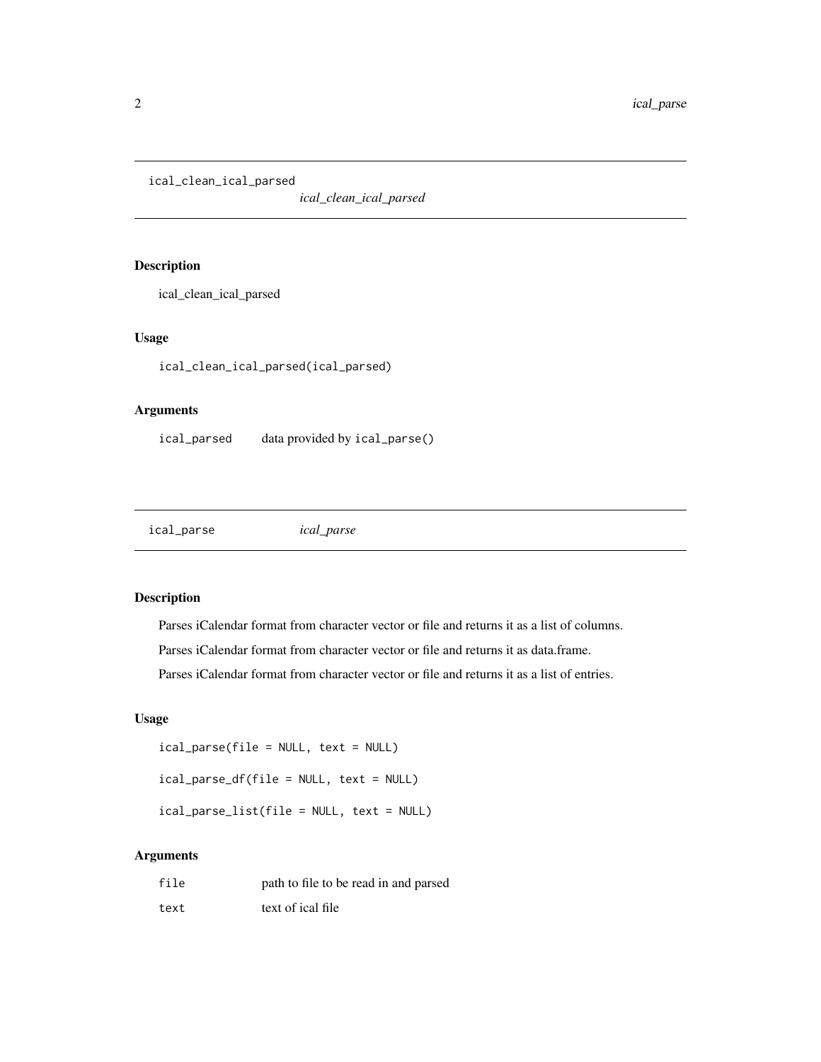## ical_clean_ical_parsed

*ical_clean_ical_parsed*

### Description

ical_clean_ical_parsed

### Usage

```
ical_clean_ical_parsed(ical_parsed)
```

### Arguments

| | |
|---|---|
| `ical_parsed` | data provided by `ical_parse()` |

## ical_parse

*ical_parse*

### Description

Parses iCalendar format from character vector or file and returns it as a list of columns.

Parses iCalendar format from character vector or file and returns it as data.frame.

Parses iCalendar format from character vector or file and returns it as a list of entries.

### Usage

```
ical_parse(file = NULL, text = NULL)

ical_parse_df(file = NULL, text = NULL)

ical_parse_list(file = NULL, text = NULL)
```

### Arguments

| | |
|---|---|
| `file` | path to file to be read in and parsed |
| `text` | text of ical file |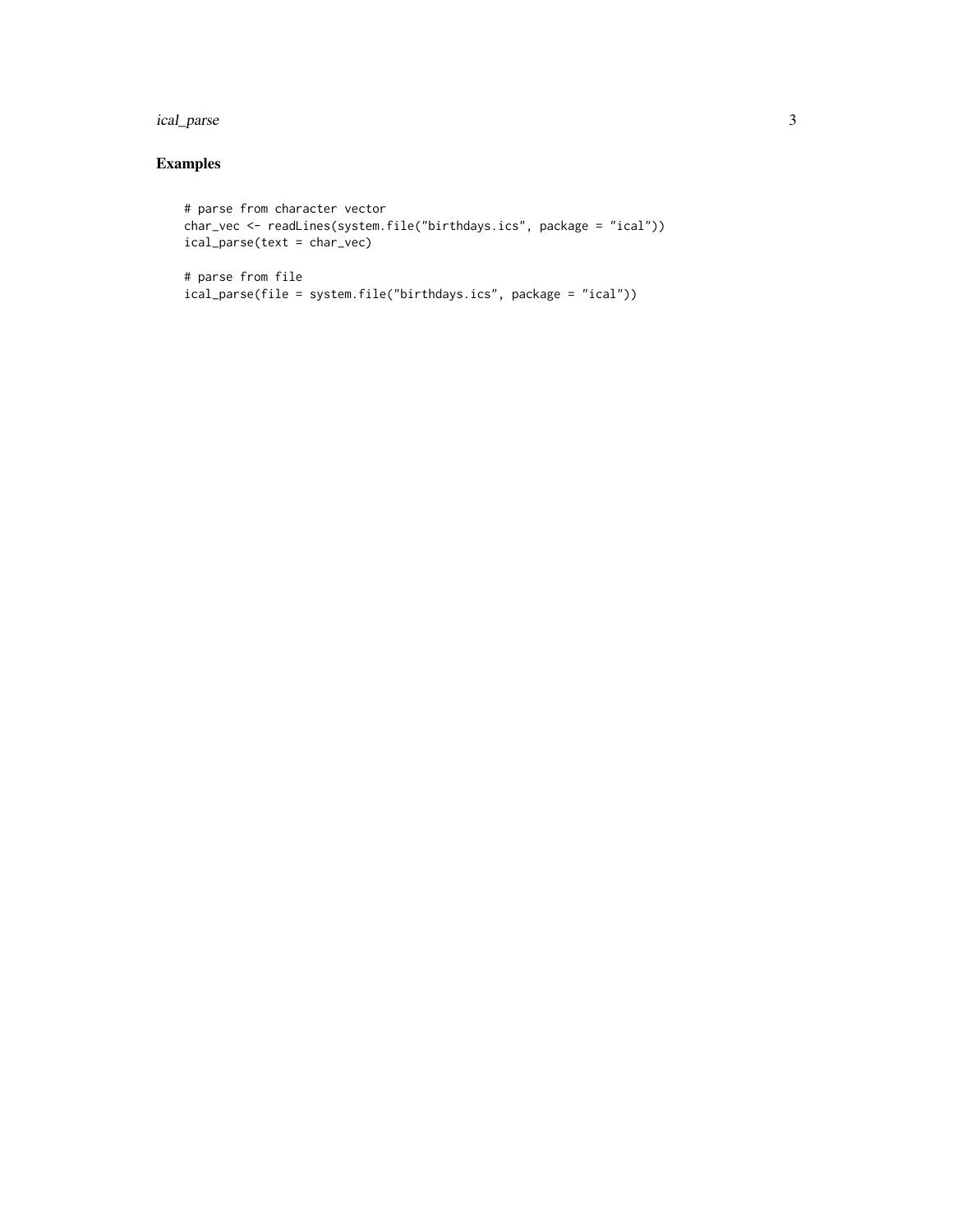### Examples

```
# parse from character vector
char_vec <- readLines(system.file("birthdays.ics", package = "ical"))
ical_parse(text = char_vec)

# parse from file
ical_parse(file = system.file("birthdays.ics", package = "ical"))
```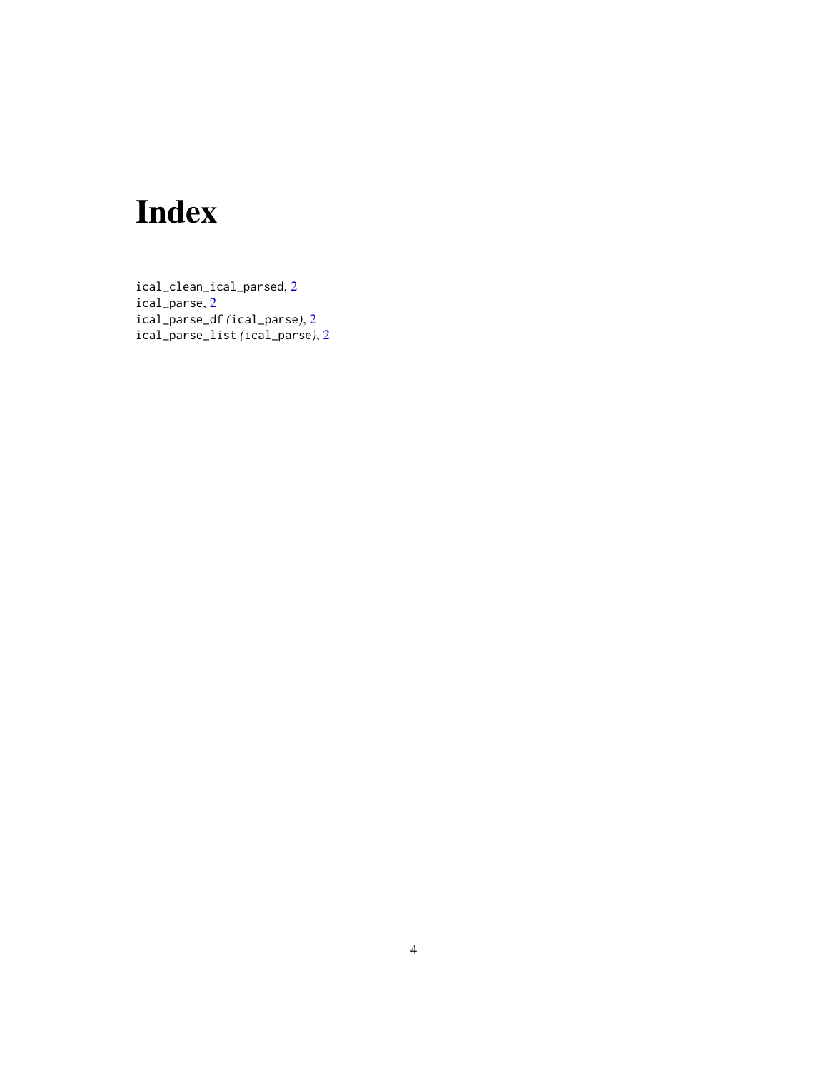# Index

ical_clean_ical_parsed, 2
ical_parse, 2
ical_parse_df *(*ical_parse*)*, 2
ical_parse_list *(*ical_parse*)*, 2